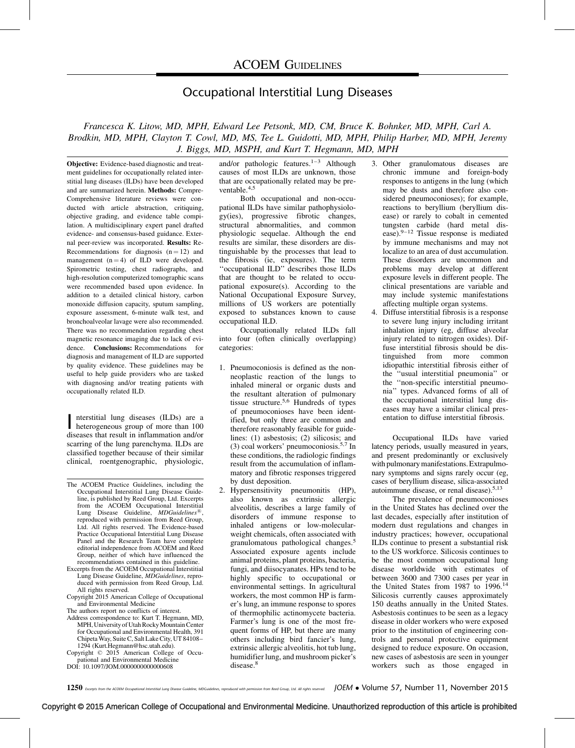# Occupational Interstitial Lung Diseases

*Francesca K. Litow, MD, MPH, Edward Lee Petsonk, MD, CM, Bruce K. Bohnker, MD, MPH, Carl A. Brodkin, MD, MPH, Clayton T. Cowl, MD, MS, Tee L. Guidotti, MD, MPH, Philip Harber, MD, MPH, Jeremy J. Biggs, MD, MSPH, and Kurt T. Hegmann, MD, MPH*

**Objective:** Evidence-based diagnostic and treatment guidelines for occupationally related interstitial lung diseases (ILDs) have been developed and are summarized herein. **Methods:** Compre- Comprehensive literature reviews were conducted with article abstraction, critiquing, objective grading, and evidence table compilation. A multidisciplinary expert panel drafted evidence- and consensus-based guidance. External peer-review was incorporated. **Results:** Re- Recommendations for diagnosis (n = 12) and management (n = 4) of ILD were developed. Spirometric testing, chest radiographs, and high-resolution computerized tomographic scans were recommended based upon evidence. In addition to a detailed clinical history, carbon monoxide diffusion capacity, sputum sampling, exposure assessment, 6-minute walk test, and bronchoalveolar lavage were also recommended. There was no recommendation regarding chest magnetic resonance imaging due to lack of evidence. **Conclusions:** Recommendations for diagnosis and management of ILD are supported by quality evidence. These guidelines may be useful to help guide providers who are tasked with diagnosing and/or treating patients with occupationally related ILD.

The ACOEM Practice Guidelines, including the Occupational Interstitial Lung Disease Guideline, is published by Reed Group, Ltd. Excerpts from the ACOEM Occupational Interstitial Lung Disease Guideline, *MDGuidelines®*, reproduced with permission from Reed Group, Ltd. All rights reserved. The Evidence-based Practice Occupational Interstitial Lung Disease Panel and the Research Team have complete editorial independence from ACOEM and Reed Group, neither of which have influenced the recommendations contained in this guideline.

Excerpts from the ACOEM Occupational Interstitial Lung Disease Guideline, *MDGuidelines*, reproduced with permission from Reed Group, Ltd. All rights reserved.

Copyright 2015 American College of Occupational and Environmental Medicine

The authors report no conflicts of interest.

Address correspondence to: Kurt T. Hegmann, MD, MPH, University of Utah Rocky Mountain Center for Occupational and Environmental Health, 391 Chipeta Way, Suite C, Salt Lake City, UT 84108–1294 (Kurt.Hegmann@hsc.utah.edu).

Copyright © 2015 American College of Occupational and Environmental Medicine

DOI: 10.1097/JOM.0000000000000608

Interstitial lung diseases (ILDs) are a heterogeneous group of more than 100 diseases that result in inflammation and/or scarring of the lung parenchyma. ILDs are classified together because of their similar clinical, roentgenographic, physiologic, and/or pathologic features.[1–3] Although causes of most ILDs are unknown, those that are occupationally related may be preventable.[4,5]

Both occupational and non-occupational ILDs have similar pathophysiology(ies), progressive fibrotic changes, structural abnormalities, and common physiologic sequelae. Although the end results are similar, these disorders are distinguishable by the processes that lead to the fibrosis (ie, exposures). The term "occupational ILD" describes those ILDs that are thought to be related to occupational exposure(s). According to the National Occupational Exposure Survey, millions of US workers are potentially exposed to substances known to cause occupational ILD.

Occupationally related ILDs fall into four (often clinically overlapping) categories:

1. Pneumoconiosis is defined as the non-neoplastic reaction of the lungs to inhaled mineral or organic dusts and the resultant alteration of pulmonary tissue structure.[5,6] Hundreds of types of pneumoconioses have been identified, but only three are common and therefore reasonably feasible for guidelines: (1) asbestosis; (2) silicosis; and (3) coal workers' pneumoconiosis.[5,7] In these conditions, the radiologic findings result from the accumulation of inflammatory and fibrotic responses triggered by dust deposition.
2. Hypersensitivity pneumonitis (HP), also known as extrinsic allergic alveolitis, describes a large family of disorders of immune response to inhaled antigens or low-molecular-weight chemicals, often associated with granulomatous pathological changes.[5] Associated exposure agents include animal proteins, plant proteins, bacteria, fungi, and diisocyanates. HPs tend to be highly specific to occupational or environmental settings. In agricultural workers, the most common HP is farmer's lung, an immune response to spores of thermophilic actinomycete bacteria. Farmer's lung is one of the most frequent forms of HP, but there are many others including bird fancier's lung, extrinsic allergic alveolitis, hot tub lung, humidifier lung, and mushroom picker's disease.[8]
3. Other granulomatous diseases are chronic immune and foreign-body responses to antigens in the lung (which may be dusts and therefore also considered pneumoconioses); for example, reactions to beryllium (beryllium disease) or rarely to cobalt in cemented tungsten carbide (hard metal disease).[9–12] Tissue response is mediated by immune mechanisms and may not localize to an area of dust accumulation. These disorders are uncommon and problems may develop at different exposure levels in different people. The clinical presentations are variable and may include systemic manifestations affecting multiple organ systems.
4. Diffuse interstitial fibrosis is a response to severe lung injury including irritant inhalation injury (eg, diffuse alveolar injury related to nitrogen oxides). Diffuse interstitial fibrosis should be distinguished from more common idiopathic interstitial fibrosis either of the "usual interstitial pneumonia" or the "non-specific interstitial pneumonia" types. Advanced forms of all of the occupational interstitial lung diseases may have a similar clinical presentation to diffuse interstitial fibrosis.

Occupational ILDs have varied latency periods, usually measured in years, and present predominantly or exclusively with pulmonary manifestations. Extrapulmonary symptoms and signs rarely occur (eg, cases of beryllium disease, silica-associated autoimmune disease, or renal disease).[5,13]

The prevalence of pneumoconioses in the United States has declined over the last decades, especially after institution of modern dust regulations and changes in industry practices; however, occupational ILDs continue to present a substantial risk to the US workforce. Silicosis continues to be the most common occupational lung disease worldwide with estimates of between 3600 and 7300 cases per year in the United States from 1987 to 1996.[14] Silicosis currently causes approximately 150 deaths annually in the United States. Asbestosis continues to be seen as a legacy disease in older workers who were exposed prior to the institution of engineering controls and personal protective equipment designed to reduce exposure. On occasion, new cases of asbestosis are seen in younger workers such as those engaged in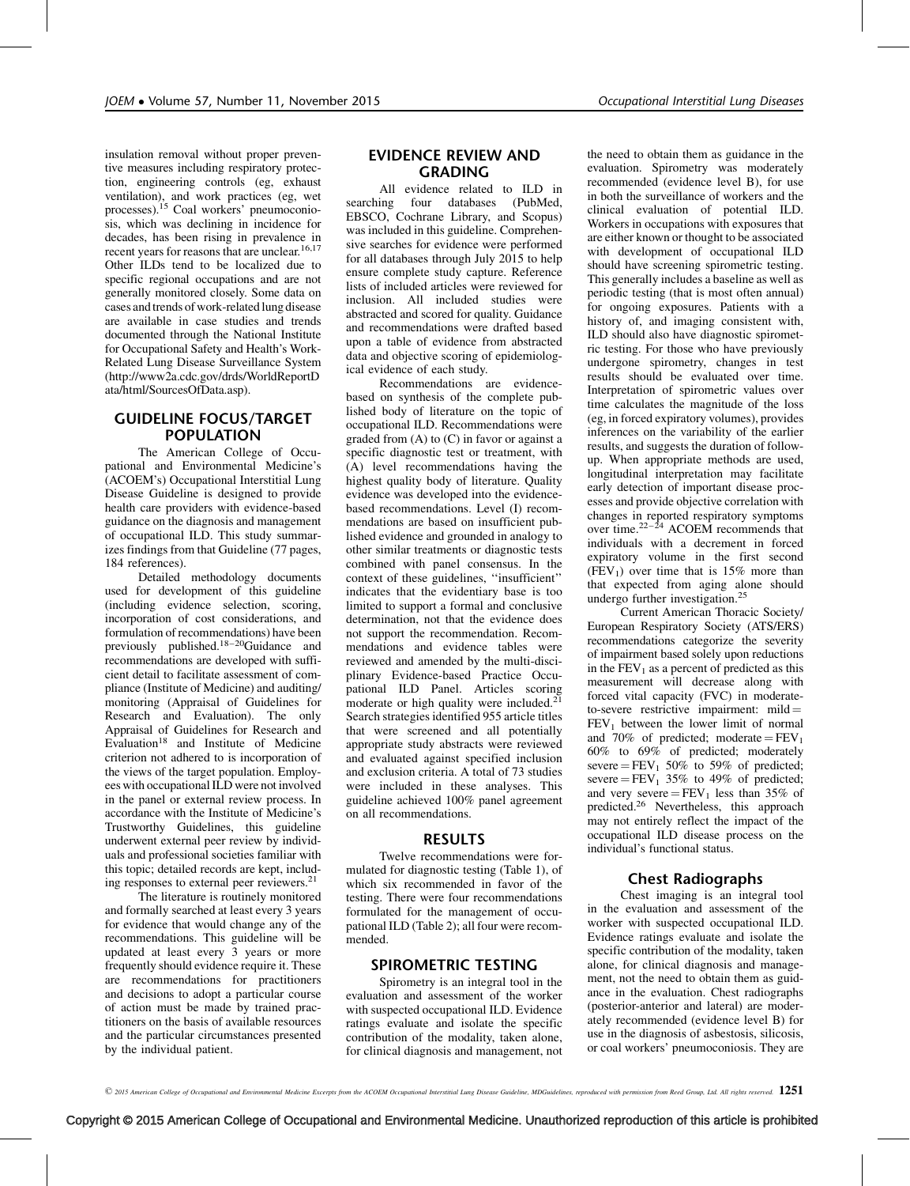insulation removal without proper preventive measures including respiratory protection, engineering controls (eg, exhaust ventilation), and work practices (eg, wet processes).[15] Coal workers' pneumoconiosis, which was declining in incidence for decades, has been rising in prevalence in recent years for reasons that are unclear.[16,17] Other ILDs tend to be localized due to specific regional occupations and are not generally monitored closely. Some data on cases and trends of work-related lung disease are available in case studies and trends documented through the National Institute for Occupational Safety and Health's Work-Related Lung Disease Surveillance System (http://www2a.cdc.gov/drds/WorldReportData/html/SourcesOfData.asp).

## GUIDELINE FOCUS/TARGET POPULATION

The American College of Occupational and Environmental Medicine's (ACOEM's) Occupational Interstitial Lung Disease Guideline is designed to provide health care providers with evidence-based guidance on the diagnosis and management of occupational ILD. This study summarizes findings from that Guideline (77 pages, 184 references).

Detailed methodology documents used for development of this guideline (including evidence selection, scoring, incorporation of cost considerations, and formulation of recommendations) have been previously published.[18–20] Guidance and recommendations are developed with sufficient detail to facilitate assessment of compliance (Institute of Medicine) and auditing/monitoring (Appraisal of Guidelines for Research and Evaluation). The only Appraisal of Guidelines for Research and Evaluation[18] and Institute of Medicine criterion not adhered to is incorporation of the views of the target population. Employees with occupational ILD were not involved in the panel or external review process. In accordance with the Institute of Medicine's Trustworthy Guidelines, this guideline underwent external peer review by individuals and professional societies familiar with this topic; detailed records are kept, including responses to external peer reviewers.[21]

The literature is routinely monitored and formally searched at least every 3 years for evidence that would change any of the recommendations. This guideline will be updated at least every 3 years or more frequently should evidence require it. These are recommendations for practitioners and decisions to adopt a particular course of action must be made by trained practitioners on the basis of available resources and the particular circumstances presented by the individual patient.

## EVIDENCE REVIEW AND GRADING

All evidence related to ILD in searching four databases (PubMed, EBSCO, Cochrane Library, and Scopus) was included in this guideline. Comprehensive searches for evidence were performed for all databases through July 2015 to help ensure complete study capture. Reference lists of included articles were reviewed for inclusion. All included studies were abstracted and scored for quality. Guidance and recommendations were drafted based upon a table of evidence from abstracted data and objective scoring of epidemiological evidence of each study.

Recommendations are evidence-based on synthesis of the complete published body of literature on the topic of occupational ILD. Recommendations were graded from (A) to (C) in favor or against a specific diagnostic test or treatment, with (A) level recommendations having the highest quality body of literature. Quality evidence was developed into the evidence-based recommendations. Level (I) recommendations are based on insufficient published evidence and grounded in analogy to other similar treatments or diagnostic tests combined with panel consensus. In the context of these guidelines, "insufficient" indicates that the evidentiary base is too limited to support a formal and conclusive determination, not that the evidence does not support the recommendation. Recommendations and evidence tables were reviewed and amended by the multi-disciplinary Evidence-based Practice Occupational ILD Panel. Articles scoring moderate or high quality were included.[21] Search strategies identified 955 article titles that were screened and all potentially appropriate study abstracts were reviewed and evaluated against specified inclusion and exclusion criteria. A total of 73 studies were included in these analyses. This guideline achieved 100% panel agreement on all recommendations.

## RESULTS

Twelve recommendations were formulated for diagnostic testing (Table 1), of which six recommended in favor of the testing. There were four recommendations formulated for the management of occupational ILD (Table 2); all four were recommended.

## SPIROMETRIC TESTING

Spirometry is an integral tool in the evaluation and assessment of the worker with suspected occupational ILD. Evidence ratings evaluate and isolate the specific contribution of the modality, taken alone, for clinical diagnosis and management, not the need to obtain them as guidance in the evaluation. Spirometry was moderately recommended (evidence level B), for use in both the surveillance of workers and the clinical evaluation of potential ILD. Workers in occupations with exposures that are either known or thought to be associated with development of occupational ILD should have screening spirometric testing. This generally includes a baseline as well as periodic testing (that is most often annual) for ongoing exposures. Patients with a history of, and imaging consistent with, ILD should also have diagnostic spirometric testing. For those who have previously undergone spirometry, changes in test results should be evaluated over time. Interpretation of spirometric values over time calculates the magnitude of the loss (eg, in forced expiratory volumes), provides inferences on the variability of the earlier results, and suggests the duration of follow-up. When appropriate methods are used, longitudinal interpretation may facilitate early detection of important disease processes and provide objective correlation with changes in reported respiratory symptoms over time.[22–24] ACOEM recommends that individuals with a decrement in forced expiratory volume in the first second ($FEV_1$) over time that is 15% more than that expected from aging alone should undergo further investigation.[25]

Current American Thoracic Society/European Respiratory Society (ATS/ERS) recommendations categorize the severity of impairment based solely upon reductions in the $FEV_1$ as a percent of predicted as this measurement will decrease along with forced vital capacity (FVC) in moderate-to-severe restrictive impairment: mild = $FEV_1$ between the lower limit of normal and 70% of predicted; moderate = $FEV_1$ 60% to 69% of predicted; moderately severe = $FEV_1$ 50% to 59% of predicted; severe = $FEV_1$ 35% to 49% of predicted; and very severe = $FEV_1$ less than 35% of predicted.[26] Nevertheless, this approach may not entirely reflect the impact of the occupational ILD disease process on the individual's functional status.

### Chest Radiographs

Chest imaging is an integral tool in the evaluation and assessment of the worker with suspected occupational ILD. Evidence ratings evaluate and isolate the specific contribution of the modality, taken alone, for clinical diagnosis and management, not the need to obtain them as guidance in the evaluation. Chest radiographs (posterior-anterior and lateral) are moderately recommended (evidence level B) for use in the diagnosis of asbestosis, silicosis, or coal workers' pneumoconiosis. They are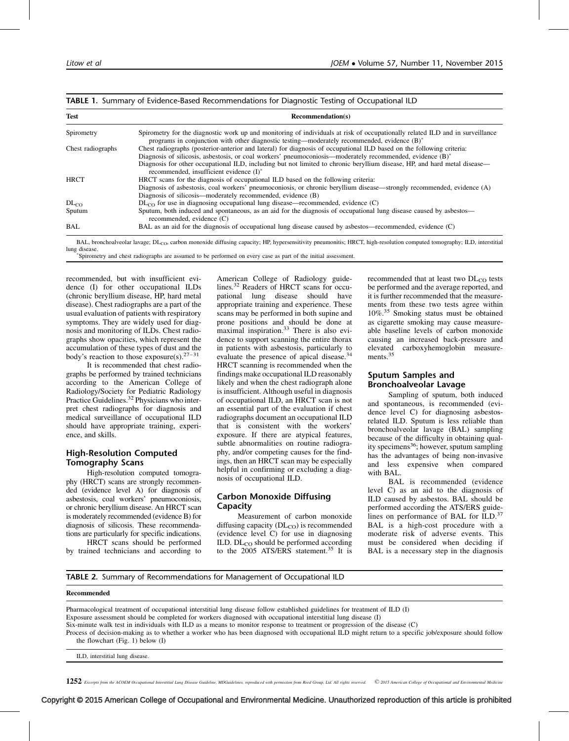**TABLE 1.** Summary of Evidence-Based Recommendations for Diagnostic Testing of Occupational ILD

| Test | Recommendation(s) |
|---|---|
| Spirometry | Spirometry for the diagnostic work up and monitoring of individuals at risk of occupationally related ILD and in surveillance programs in conjunction with other diagnostic testing—moderately recommended, evidence (B)* |
| Chest radiographs | Chest radiographs (posterior-anterior and lateral) for diagnosis of occupational ILD based on the following criteria: Diagnosis of silicosis, asbestosis, or coal workers' pneumoconiosis—moderately recommended, evidence (B)* Diagnosis for other occupational ILD, including but not limited to chronic beryllium disease, HP, and hard metal disease—recommended, insufficient evidence (I)* |
| HRCT | HRCT scans for the diagnosis of occupational ILD based on the following criteria: Diagnosis of asbestosis, coal workers' pneumoconiosis, or chronic beryllium disease—strongly recommended, evidence (A) Diagnosis of silicosis—moderately recommended, evidence (B) |
| $DL_{CO}$ | $DL_{CO}$ for use in diagnosing occupational lung disease—recommended, evidence (C) |
| Sputum | Sputum, both induced and spontaneous, as an aid for the diagnosis of occupational lung disease caused by asbestos—recommended, evidence (C) |
| BAL | BAL as an aid for the diagnosis of occupational lung disease caused by asbestos—recommended, evidence (C) |

BAL, bronchoalveolar lavage; $DL_{CO}$, carbon monoxide diffusing capacity; HP, hypersensitivity pneumonitis; HRCT, high-resolution computed tomography; ILD, interstitial lung disease.
*Spirometry and chest radiographs are assumed to be performed on every case as part of the initial assessment.

recommended, but with insufficient evidence (I) for other occupational ILDs (chronic beryllium disease, HP, hard metal disease). Chest radiographs are a part of the usual evaluation of patients with respiratory symptoms. They are widely used for diagnosis and monitoring of ILDs. Chest radiographs show opacities, which represent the accumulation of these types of dust and the body's reaction to those exposure(s).[27–31]

It is recommended that chest radiographs be performed by trained technicians according to the American College of Radiology/Society for Pediatric Radiology Practice Guidelines.[32] Physicians who interpret chest radiographs for diagnosis and medical surveillance of occupational ILD should have appropriate training, experience, and skills.

### High-Resolution Computed Tomography Scans

High-resolution computed tomography (HRCT) scans are strongly recommended (evidence level A) for diagnosis of asbestosis, coal workers' pneumoconiosis, or chronic beryllium disease. An HRCT scan is moderately recommended (evidence B) for diagnosis of silicosis. These recommendations are particularly for specific indications.

HRCT scans should be performed by trained technicians and according to American College of Radiology guidelines.[32] Readers of HRCT scans for occupational lung disease should have appropriate training and experience. These scans may be performed in both supine and prone positions and should be done at maximal inspiration.[33] There is also evidence to support scanning the entire thorax in patients with asbestosis, particularly to evaluate the presence of apical disease.[34] HRCT scanning is recommended when the findings make occupational ILD reasonably likely and when the chest radiograph alone is insufficient. Although useful in diagnosis of occupational ILD, an HRCT scan is not an essential part of the evaluation if chest radiographs document an occupational ILD that is consistent with the workers' exposure. If there are atypical features, subtle abnormalities on routine radiography, and/or competing causes for the findings, then an HRCT scan may be especially helpful in confirming or excluding a diagnosis of occupational ILD.

### Carbon Monoxide Diffusing Capacity

Measurement of carbon monoxide diffusing capacity ($DL_{CO}$) is recommended (evidence level C) for use in diagnosing ILD. $DL_{CO}$ should be performed according to the 2005 ATS/ERS statement.[35] It is recommended that at least two $DL_{CO}$ tests be performed and the average reported, and it is further recommended that the measurements from these two tests agree within 10%.[35] Smoking status must be obtained as cigarette smoking may cause measureable baseline levels of carbon monoxide causing an increased back-pressure and elevated carboxyhemoglobin measurements.[35]

### Sputum Samples and Bronchoalveolar Lavage

Sampling of sputum, both induced and spontaneous, is recommended (evidence level C) for diagnosing asbestos-related ILD. Sputum is less reliable than bronchoalveolar lavage (BAL) sampling because of the difficulty in obtaining quality specimens[36]; however, sputum sampling has the advantages of being non-invasive and less expensive when compared with BAL.

BAL is recommended (evidence level C) as an aid to the diagnosis of ILD caused by asbestos. BAL should be performed according the ATS/ERS guidelines on performance of BAL for ILD.[37] BAL is a high-cost procedure with a moderate risk of adverse events. This must be considered when deciding if BAL is a necessary step in the diagnosis

**TABLE 2.** Summary of Recommendations for Management of Occupational ILD

| Recommended |
|---|
| Pharmacological treatment of occupational interstitial lung disease follow established guidelines for treatment of ILD (I) |
| Exposure assessment should be completed for workers diagnosed with occupational interstitial lung disease (I) |
| Six-minute walk test in individuals with ILD as a means to monitor response to treatment or progression of the disease (C) |
| Process of decision-making as to whether a worker who has been diagnosed with occupational ILD might return to a specific job/exposure should follow the flowchart (Fig. 1) below (I) |

ILD, interstitial lung disease.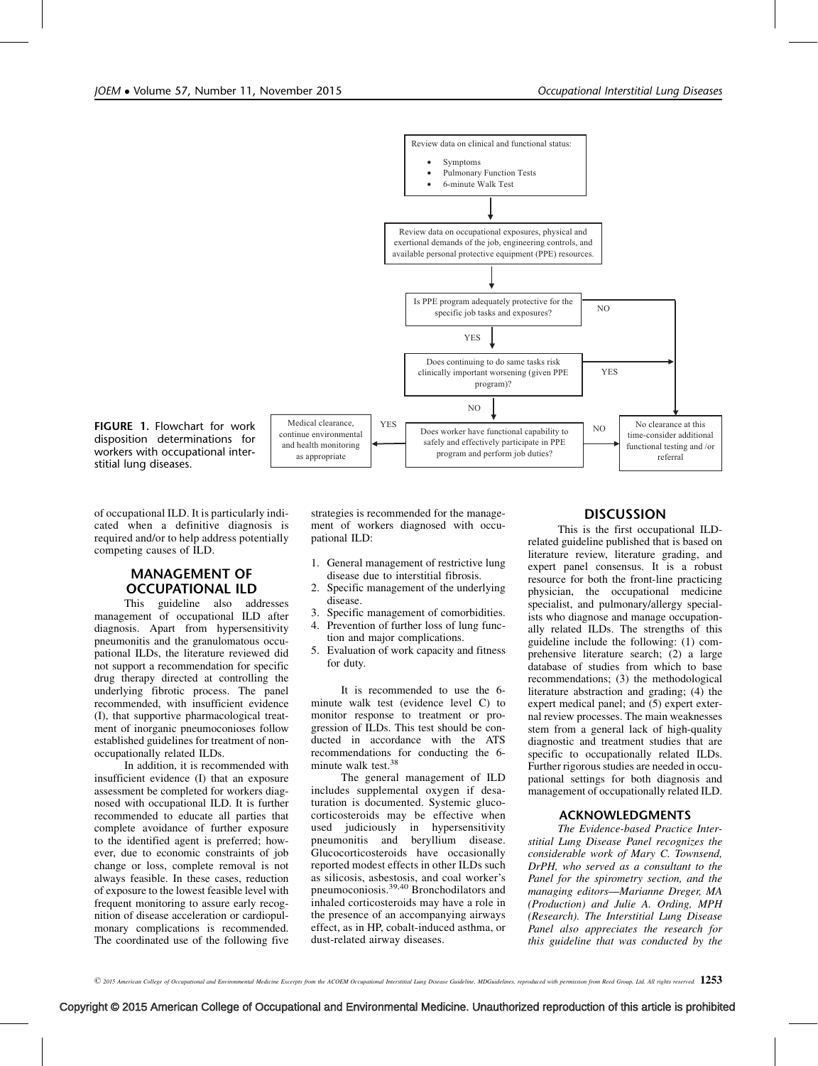Review data on clinical and functional status:

- Symptoms
- Pulmonary Function Tests
- 6-minute Walk Test

↓

Review data on occupational exposures, physical and exertional demands of the job, engineering controls, and available personal protective equipment (PPE) resources.

↓

Is PPE program adequately protective for the specific job tasks and exposures? — NO → No clearance at this time-consider additional functional testing and /or referral

YES ↓

Does continuing to do same tasks risk clinically important worsening (given PPE program)? — YES → No clearance at this time-consider additional functional testing and /or referral

NO ↓

Does worker have functional capability to safely and effectively participate in PPE program and perform job duties? — YES → Medical clearance, continue environmental and health monitoring as appropriate; NO → No clearance at this time-consider additional functional testing and /or referral

**FIGURE 1.** Flowchart for work disposition determinations for workers with occupational interstitial lung diseases.

of occupational ILD. It is particularly indicated when a definitive diagnosis is required and/or to help address potentially competing causes of ILD.

## MANAGEMENT OF OCCUPATIONAL ILD

This guideline also addresses management of occupational ILD after diagnosis. Apart from hypersensitivity pneumonitis and the granulomatous occupational ILDs, the literature reviewed did not support a recommendation for specific drug therapy directed at controlling the underlying fibrotic process. The panel recommended, with insufficient evidence (I), that supportive pharmacological treatment of inorganic pneumoconioses follow established guidelines for treatment of non-occupationally related ILDs.

In addition, it is recommended with insufficient evidence (I) that an exposure assessment be completed for workers diagnosed with occupational ILD. It is further recommended to educate all parties that complete avoidance of further exposure to the identified agent is preferred; however, due to economic constraints of job change or loss, complete removal is not always feasible. In these cases, reduction of exposure to the lowest feasible level with frequent monitoring to assure early recognition of disease acceleration or cardiopulmonary complications is recommended. The coordinated use of the following five strategies is recommended for the management of workers diagnosed with occupational ILD:

1. General management of restrictive lung disease due to interstitial fibrosis.
2. Specific management of the underlying disease.
3. Specific management of comorbidities.
4. Prevention of further loss of lung function and major complications.
5. Evaluation of work capacity and fitness for duty.

It is recommended to use the 6-minute walk test (evidence level C) to monitor response to treatment or progression of ILDs. This test should be conducted in accordance with the ATS recommendations for conducting the 6-minute walk test.[38]

The general management of ILD includes supplemental oxygen if desaturation is documented. Systemic glucocorticosteroids may be effective when used judiciously in hypersensitivity pneumonitis and beryllium disease. Glucocorticosteroids have occasionally reported modest effects in other ILDs such as silicosis, asbestosis, and coal worker's pneumoconiosis.[39,40] Bronchodilators and inhaled corticosteroids may have a role in the presence of an accompanying airways effect, as in HP, cobalt-induced asthma, or dust-related airway diseases.

## DISCUSSION

This is the first occupational ILD-related guideline published that is based on literature review, literature grading, and expert panel consensus. It is a robust resource for both the front-line practicing physician, the occupational medicine specialist, and pulmonary/allergy specialists who diagnose and manage occupationally related ILDs. The strengths of this guideline include the following: (1) comprehensive literature search; (2) a large database of studies from which to base recommendations; (3) the methodological literature abstraction and grading; (4) the expert medical panel; and (5) expert external review processes. The main weaknesses stem from a general lack of high-quality diagnostic and treatment studies that are specific to occupationally related ILDs. Further rigorous studies are needed in occupational settings for both diagnosis and management of occupationally related ILD.

## ACKNOWLEDGMENTS

*The Evidence-based Practice Interstitial Lung Disease Panel recognizes the considerable work of Mary C. Townsend, DrPH, who served as a consultant to the Panel for the spirometry section, and the managing editors—Marianne Dreger, MA (Production) and Julie A. Ording, MPH (Research). The Interstitial Lung Disease Panel also appreciates the research for this guideline that was conducted by the*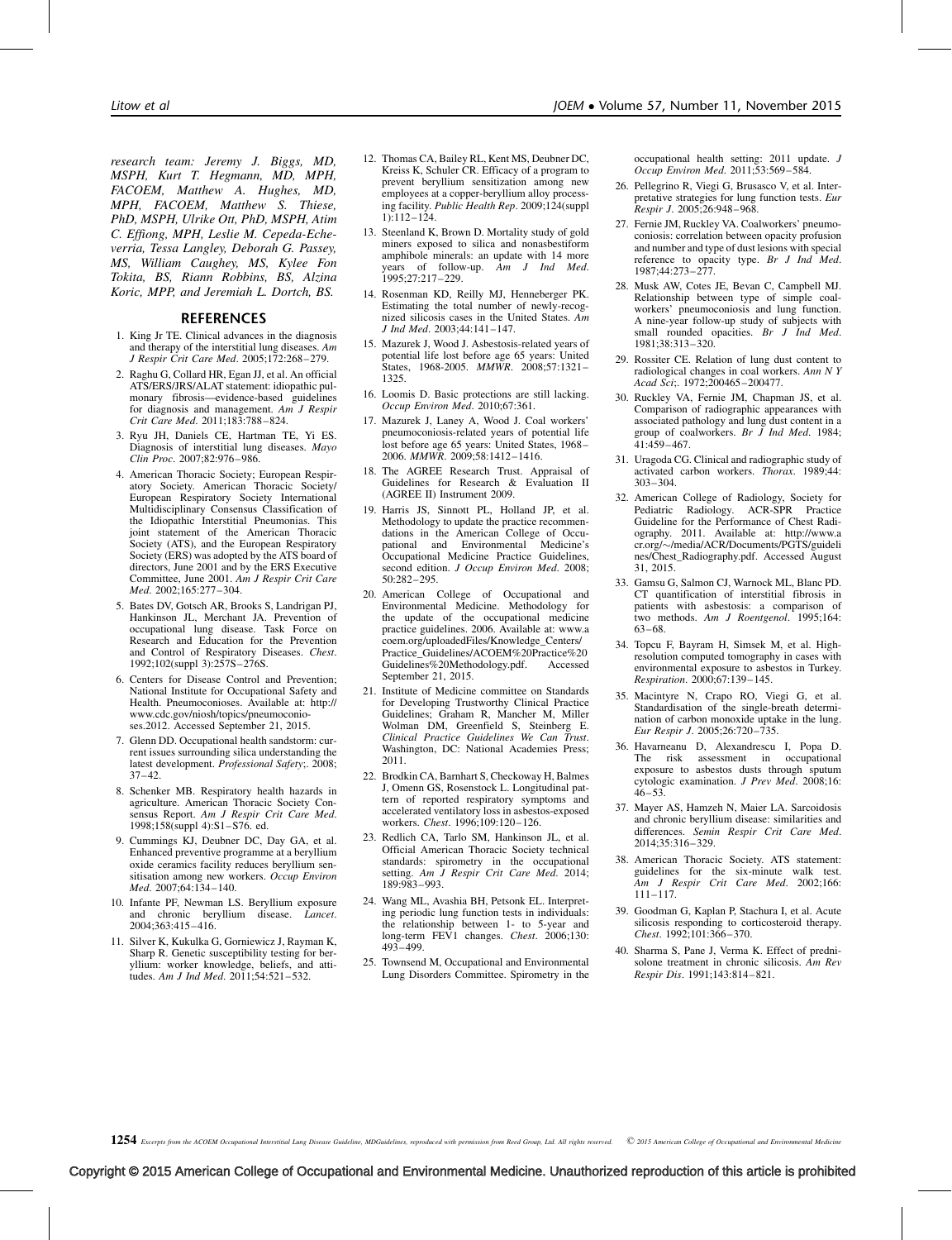*research team: Jeremy J. Biggs, MD, MSPH, Kurt T. Hegmann, MD, MPH, FACOEM, Matthew A. Hughes, MD, MPH, FACOEM, Matthew S. Thiese, PhD, MSPH, Ulrike Ott, PhD, MSPH, Atim C. Effiong, MPH, Leslie M. Cepeda-Echeverria, Tessa Langley, Deborah G. Passey, MS, William Caughey, MS, Kylee Fon Tokita, BS, Riann Robbins, BS, Alzina Koric, MPP, and Jeremiah L. Dortch, BS.*

## REFERENCES

1. King Jr TE. Clinical advances in the diagnosis and therapy of the interstitial lung diseases. *Am J Respir Crit Care Med*. 2005;172:268–279.
2. Raghu G, Collard HR, Egan JJ, et al. An official ATS/ERS/JRS/ALAT statement: idiopathic pulmonary fibrosis—evidence-based guidelines for diagnosis and management. *Am J Respir Crit Care Med*. 2011;183:788–824.
3. Ryu JH, Daniels CE, Hartman TE, Yi ES. Diagnosis of interstitial lung diseases. *Mayo Clin Proc*. 2007;82:976–986.
4. American Thoracic Society; European Respiratory Society. American Thoracic Society/European Respiratory Society International Multidisciplinary Consensus Classification of the Idiopathic Interstitial Pneumonias. This joint statement of the American Thoracic Society (ATS), and the European Respiratory Society (ERS) was adopted by the ATS board of directors, June 2001 and by the ERS Executive Committee, June 2001. *Am J Respir Crit Care Med*. 2002;165:277–304.
5. Bates DV, Gotsch AR, Brooks S, Landrigan PJ, Hankinson JL, Merchant JA. Prevention of occupational lung disease. Task Force on Research and Education for the Prevention and Control of Respiratory Diseases. *Chest*. 1992;102(suppl 3):257S–276S.
6. Centers for Disease Control and Prevention; National Institute for Occupational Safety and Health. Pneumoconioses. Available at: http://www.cdc.gov/niosh/topics/pneumoconioses.2012. Accessed September 21, 2015.
7. Glenn DD. Occupational health sandstorm: current issues surrounding silica understanding the latest development. *Professional Safety*;. 2008; 37–42.
8. Schenker MB. Respiratory health hazards in agriculture. American Thoracic Society Consensus Report. *Am J Respir Crit Care Med*. 1998;158(suppl 4):S1–S76. ed.
9. Cummings KJ, Deubner DC, Day GA, et al. Enhanced preventive programme at a beryllium oxide ceramics facility reduces beryllium sensitisation among new workers. *Occup Environ Med*. 2007;64:134–140.
10. Infante PF, Newman LS. Beryllium exposure and chronic beryllium disease. *Lancet*. 2004;363:415–416.
11. Silver K, Kukulka G, Gorniewicz J, Rayman K, Sharp R. Genetic susceptibility testing for beryllium: worker knowledge, beliefs, and attitudes. *Am J Ind Med*. 2011;54:521–532.
12. Thomas CA, Bailey RL, Kent MS, Deubner DC, Kreiss K, Schuler CR. Efficacy of a program to prevent beryllium sensitization among new employees at a copper-beryllium alloy processing facility. *Public Health Rep*. 2009;124(suppl 1):112–124.
13. Steenland K, Brown D. Mortality study of gold miners exposed to silica and nonasbestiform amphibole minerals: an update with 14 more years of follow-up. *Am J Ind Med*. 1995;27:217–229.
14. Rosenman KD, Reilly MJ, Henneberger PK. Estimating the total number of newly-recognized silicosis cases in the United States. *Am J Ind Med*. 2003;44:141–147.
15. Mazurek J, Wood J. Asbestosis-related years of potential life lost before age 65 years: United States, 1968-2005. *MMWR*. 2008;57:1321–1325.
16. Loomis D. Basic protections are still lacking. *Occup Environ Med*. 2010;67:361.
17. Mazurek J, Laney A, Wood J. Coal workers' pneumoconiosis-related years of potential life lost before age 65 years: United States, 1968–2006. *MMWR*. 2009;58:1412–1416.
18. The AGREE Research Trust. Appraisal of Guidelines for Research & Evaluation II (AGREE II) Instrument 2009.
19. Harris JS, Sinnott PL, Holland JP, et al. Methodology to update the practice recommendations in the American College of Occupational and Environmental Medicine's Occupational Medicine Practice Guidelines, second edition. *J Occup Environ Med*. 2008; 50:282–295.
20. American College of Occupational and Environmental Medicine. Methodology for the update of the occupational medicine practice guidelines. 2006. Available at: www.acoem.org/uploadedFiles/Knowledge_Centers/Practice_Guidelines/ACOEM%20Practice%20Guidelines%20Methodology.pdf. Accessed September 21, 2015.
21. Institute of Medicine committee on Standards for Developing Trustworthy Clinical Practice Guidelines; Graham R, Mancher M, Miller Wolman DM, Greenfield S, Steinberg E. *Clinical Practice Guidelines We Can Trust*. Washington, DC: National Academies Press; 2011.
22. Brodkin CA, Barnhart S, Checkoway H, Balmes J, Omenn GS, Rosenstock L. Longitudinal pattern of reported respiratory symptoms and accelerated ventilatory loss in asbestos-exposed workers. *Chest*. 1996;109:120–126.
23. Redlich CA, Tarlo SM, Hankinson JL, et al. Official American Thoracic Society technical standards: spirometry in the occupational setting. *Am J Respir Crit Care Med*. 2014; 189:983–993.
24. Wang ML, Avashia BH, Petsonk EL. Interpreting periodic lung function tests in individuals: the relationship between 1- to 5-year and long-term FEV1 changes. *Chest*. 2006;130: 493–499.
25. Townsend M, Occupational and Environmental Lung Disorders Committee. Spirometry in the occupational health setting: 2011 update. *J Occup Environ Med*. 2011;53:569–584.
26. Pellegrino R, Viegi G, Brusasco V, et al. Interpretative strategies for lung function tests. *Eur Respir J*. 2005;26:948–968.
27. Fernie JM, Ruckley VA. Coalworkers' pneumoconiosis: correlation between opacity profusion and number and type of dust lesions with special reference to opacity type. *Br J Ind Med*. 1987;44:273–277.
28. Musk AW, Cotes JE, Bevan C, Campbell MJ. Relationship between type of simple coalworkers' pneumoconiosis and lung function. A nine-year follow-up study of subjects with small rounded opacities. *Br J Ind Med*. 1981;38:313–320.
29. Rossiter CE. Relation of lung dust content to radiological changes in coal workers. *Ann N Y Acad Sci*;. 1972;200465–200477.
30. Ruckley VA, Fernie JM, Chapman JS, et al. Comparison of radiographic appearances with associated pathology and lung dust content in a group of coalworkers. *Br J Ind Med*. 1984; 41:459–467.
31. Uragoda CG. Clinical and radiographic study of activated carbon workers. *Thorax*. 1989;44: 303–304.
32. American College of Radiology, Society for Pediatric Radiology. ACR-SPR Practice Guideline for the Performance of Chest Radiography. 2011. Available at: http://www.acr.org/~/media/ACR/Documents/PGTS/guidelines/Chest_Radiography.pdf. Accessed August 31, 2015.
33. Gamsu G, Salmon CJ, Warnock ML, Blanc PD. CT quantification of interstitial fibrosis in patients with asbestosis: a comparison of two methods. *Am J Roentgenol*. 1995;164: 63–68.
34. Topcu F, Bayram H, Simsek M, et al. High-resolution computed tomography in cases with environmental exposure to asbestos in Turkey. *Respiration*. 2000;67:139–145.
35. Macintyre N, Crapo RO, Viegi G, et al. Standardisation of the single-breath determination of carbon monoxide uptake in the lung. *Eur Respir J*. 2005;26:720–735.
36. Havarneanu D, Alexandrescu I, Popa D. The risk assessment in occupational exposure to asbestos dusts through sputum cytologic examination. *J Prev Med*. 2008;16: 46–53.
37. Mayer AS, Hamzeh N, Maier LA. Sarcoidosis and chronic beryllium disease: similarities and differences. *Semin Respir Crit Care Med*. 2014;35:316–329.
38. American Thoracic Society. ATS statement: guidelines for the six-minute walk test. *Am J Respir Crit Care Med*. 2002;166: 111–117.
39. Goodman G, Kaplan P, Stachura I, et al. Acute silicosis responding to corticosteroid therapy. *Chest*. 1992;101:366–370.
40. Sharma S, Pane J, Verma K. Effect of prednisolone treatment in chronic silicosis. *Am Rev Respir Dis*. 1991;143:814–821.